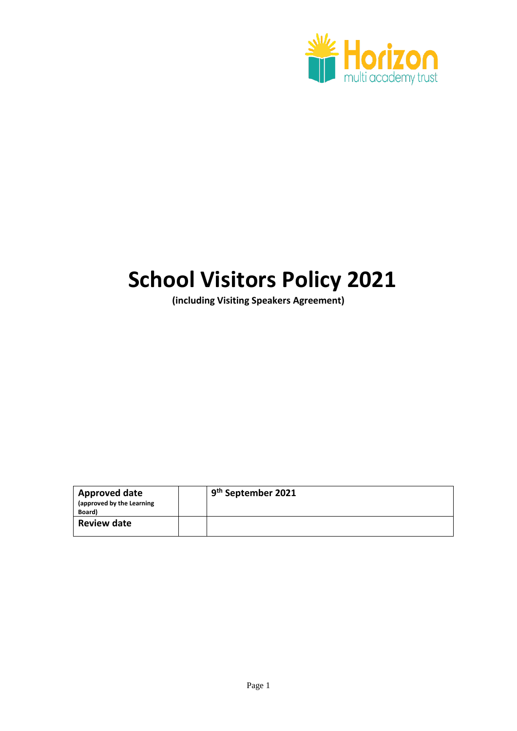Horizon multi academy trust

# School Visitors Policy 2021

**(including Visiting Speakers Agreement)**

| **Approved date** (approved by the Learning Board) | | **9th September 2021** |
|---|---|---|
| **Review date** | | |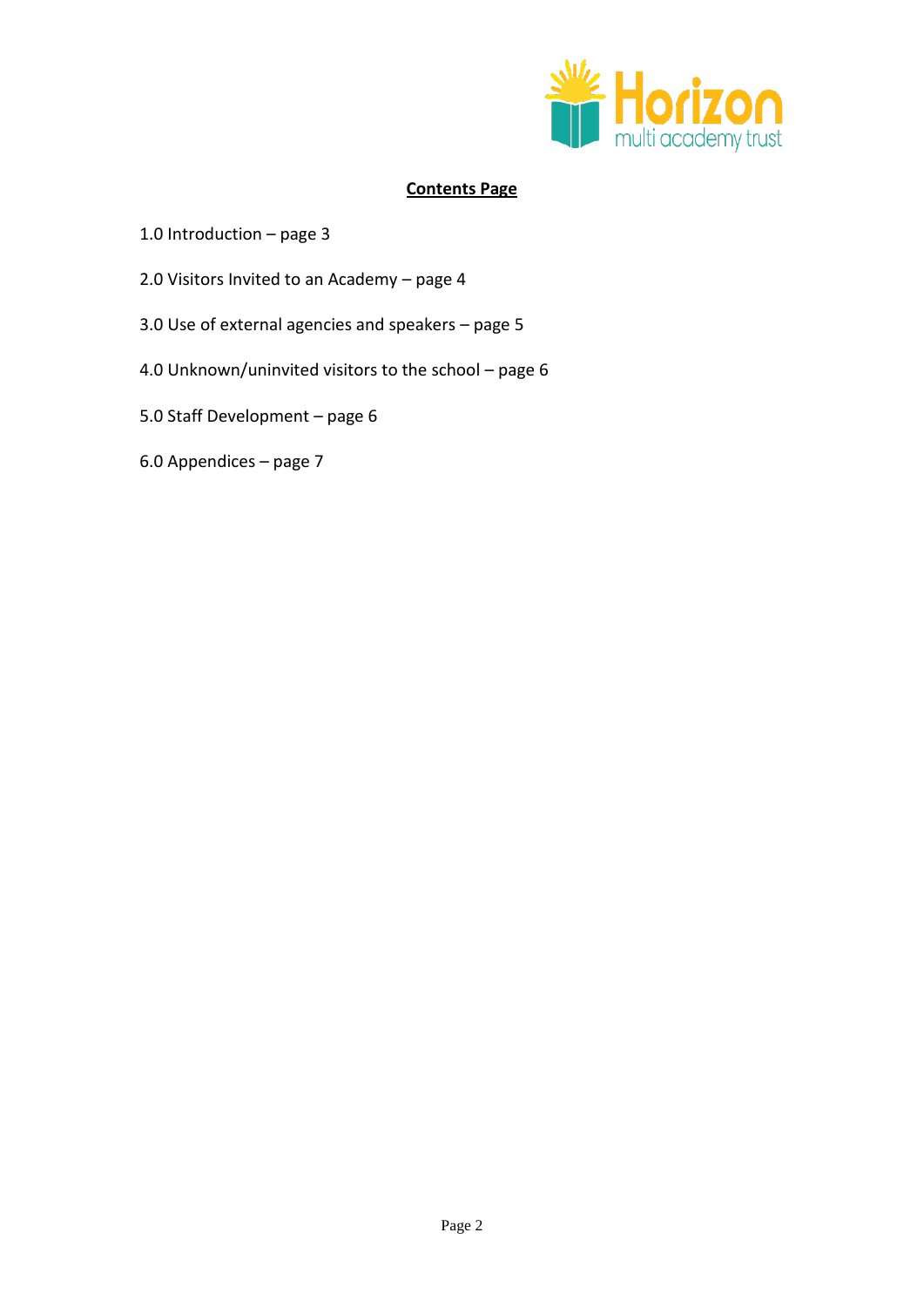## Contents Page

1.0 Introduction – page 3

2.0 Visitors Invited to an Academy – page 4

3.0 Use of external agencies and speakers – page 5

4.0 Unknown/uninvited visitors to the school – page 6

5.0 Staff Development – page 6

6.0 Appendices – page 7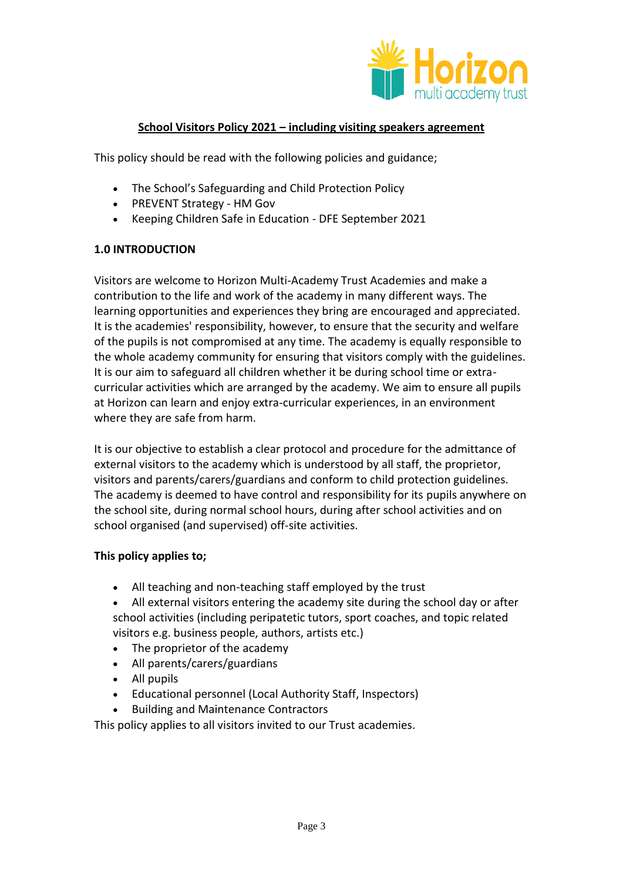## School Visitors Policy 2021 – including visiting speakers agreement

This policy should be read with the following policies and guidance;

- The School's Safeguarding and Child Protection Policy
- PREVENT Strategy - HM Gov
- Keeping Children Safe in Education - DFE September 2021

### 1.0 INTRODUCTION

Visitors are welcome to Horizon Multi-Academy Trust Academies and make a contribution to the life and work of the academy in many different ways. The learning opportunities and experiences they bring are encouraged and appreciated. It is the academies' responsibility, however, to ensure that the security and welfare of the pupils is not compromised at any time. The academy is equally responsible to the whole academy community for ensuring that visitors comply with the guidelines. It is our aim to safeguard all children whether it be during school time or extra-curricular activities which are arranged by the academy. We aim to ensure all pupils at Horizon can learn and enjoy extra-curricular experiences, in an environment where they are safe from harm.

It is our objective to establish a clear protocol and procedure for the admittance of external visitors to the academy which is understood by all staff, the proprietor, visitors and parents/carers/guardians and conform to child protection guidelines. The academy is deemed to have control and responsibility for its pupils anywhere on the school site, during normal school hours, during after school activities and on school organised (and supervised) off-site activities.

**This policy applies to;**

- All teaching and non-teaching staff employed by the trust
- All external visitors entering the academy site during the school day or after school activities (including peripatetic tutors, sport coaches, and topic related visitors e.g. business people, authors, artists etc.)
- The proprietor of the academy
- All parents/carers/guardians
- All pupils
- Educational personnel (Local Authority Staff, Inspectors)
- Building and Maintenance Contractors

This policy applies to all visitors invited to our Trust academies.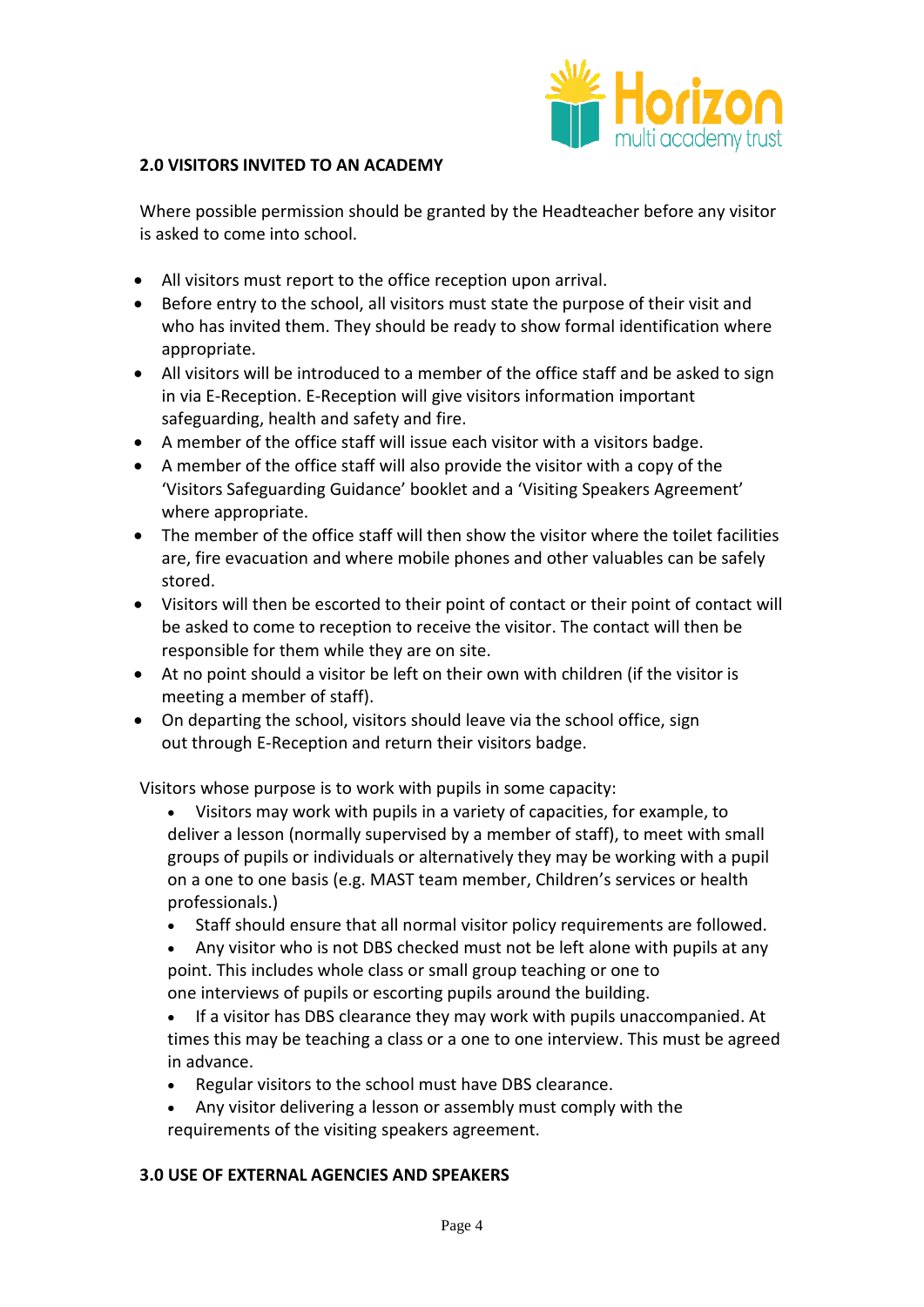## 2.0 VISITORS INVITED TO AN ACADEMY

Where possible permission should be granted by the Headteacher before any visitor is asked to come into school.

- All visitors must report to the office reception upon arrival.
- Before entry to the school, all visitors must state the purpose of their visit and who has invited them. They should be ready to show formal identification where appropriate.
- All visitors will be introduced to a member of the office staff and be asked to sign in via E-Reception. E-Reception will give visitors information important safeguarding, health and safety and fire.
- A member of the office staff will issue each visitor with a visitors badge.
- A member of the office staff will also provide the visitor with a copy of the 'Visitors Safeguarding Guidance' booklet and a 'Visiting Speakers Agreement' where appropriate.
- The member of the office staff will then show the visitor where the toilet facilities are, fire evacuation and where mobile phones and other valuables can be safely stored.
- Visitors will then be escorted to their point of contact or their point of contact will be asked to come to reception to receive the visitor. The contact will then be responsible for them while they are on site.
- At no point should a visitor be left on their own with children (if the visitor is meeting a member of staff).
- On departing the school, visitors should leave via the school office, sign out through E-Reception and return their visitors badge.

Visitors whose purpose is to work with pupils in some capacity:

- Visitors may work with pupils in a variety of capacities, for example, to deliver a lesson (normally supervised by a member of staff), to meet with small groups of pupils or individuals or alternatively they may be working with a pupil on a one to one basis (e.g. MAST team member, Children's services or health professionals.)
- Staff should ensure that all normal visitor policy requirements are followed.
- Any visitor who is not DBS checked must not be left alone with pupils at any point. This includes whole class or small group teaching or one to one interviews of pupils or escorting pupils around the building.
- If a visitor has DBS clearance they may work with pupils unaccompanied. At times this may be teaching a class or a one to one interview. This must be agreed in advance.
- Regular visitors to the school must have DBS clearance.
- Any visitor delivering a lesson or assembly must comply with the requirements of the visiting speakers agreement.

## 3.0 USE OF EXTERNAL AGENCIES AND SPEAKERS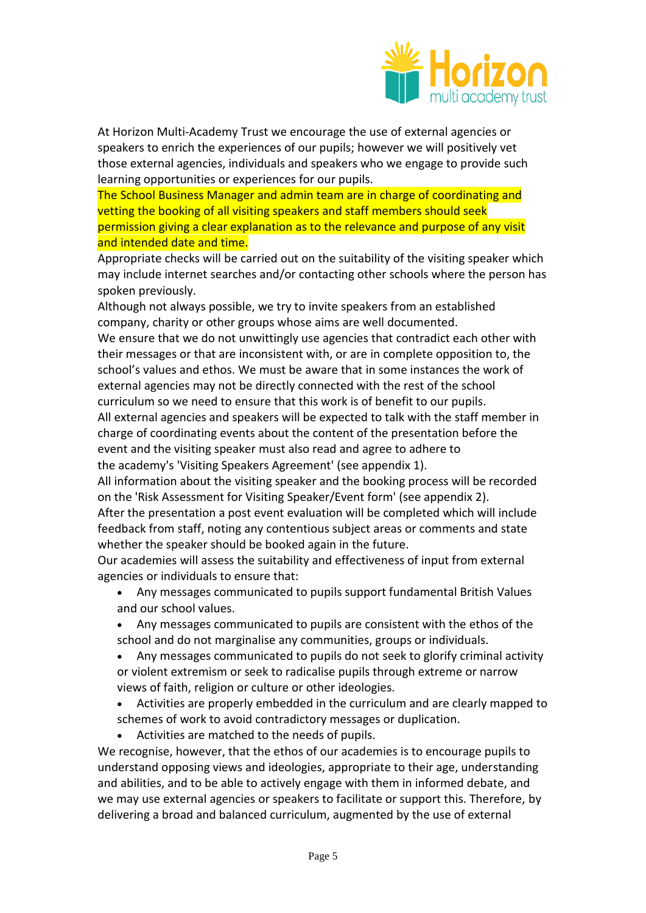At Horizon Multi-Academy Trust we encourage the use of external agencies or speakers to enrich the experiences of our pupils; however we will positively vet those external agencies, individuals and speakers who we engage to provide such learning opportunities or experiences for our pupils.

The School Business Manager and admin team are in charge of coordinating and vetting the booking of all visiting speakers and staff members should seek permission giving a clear explanation as to the relevance and purpose of any visit and intended date and time.

Appropriate checks will be carried out on the suitability of the visiting speaker which may include internet searches and/or contacting other schools where the person has spoken previously.

Although not always possible, we try to invite speakers from an established company, charity or other groups whose aims are well documented.

We ensure that we do not unwittingly use agencies that contradict each other with their messages or that are inconsistent with, or are in complete opposition to, the school's values and ethos. We must be aware that in some instances the work of external agencies may not be directly connected with the rest of the school curriculum so we need to ensure that this work is of benefit to our pupils.

All external agencies and speakers will be expected to talk with the staff member in charge of coordinating events about the content of the presentation before the event and the visiting speaker must also read and agree to adhere to the academy's 'Visiting Speakers Agreement' (see appendix 1).

All information about the visiting speaker and the booking process will be recorded on the 'Risk Assessment for Visiting Speaker/Event form' (see appendix 2).

After the presentation a post event evaluation will be completed which will include feedback from staff, noting any contentious subject areas or comments and state whether the speaker should be booked again in the future.

Our academies will assess the suitability and effectiveness of input from external agencies or individuals to ensure that:

- Any messages communicated to pupils support fundamental British Values and our school values.
- Any messages communicated to pupils are consistent with the ethos of the school and do not marginalise any communities, groups or individuals.
- Any messages communicated to pupils do not seek to glorify criminal activity or violent extremism or seek to radicalise pupils through extreme or narrow views of faith, religion or culture or other ideologies.
- Activities are properly embedded in the curriculum and are clearly mapped to schemes of work to avoid contradictory messages or duplication.
- Activities are matched to the needs of pupils.

We recognise, however, that the ethos of our academies is to encourage pupils to understand opposing views and ideologies, appropriate to their age, understanding and abilities, and to be able to actively engage with them in informed debate, and we may use external agencies or speakers to facilitate or support this. Therefore, by delivering a broad and balanced curriculum, augmented by the use of external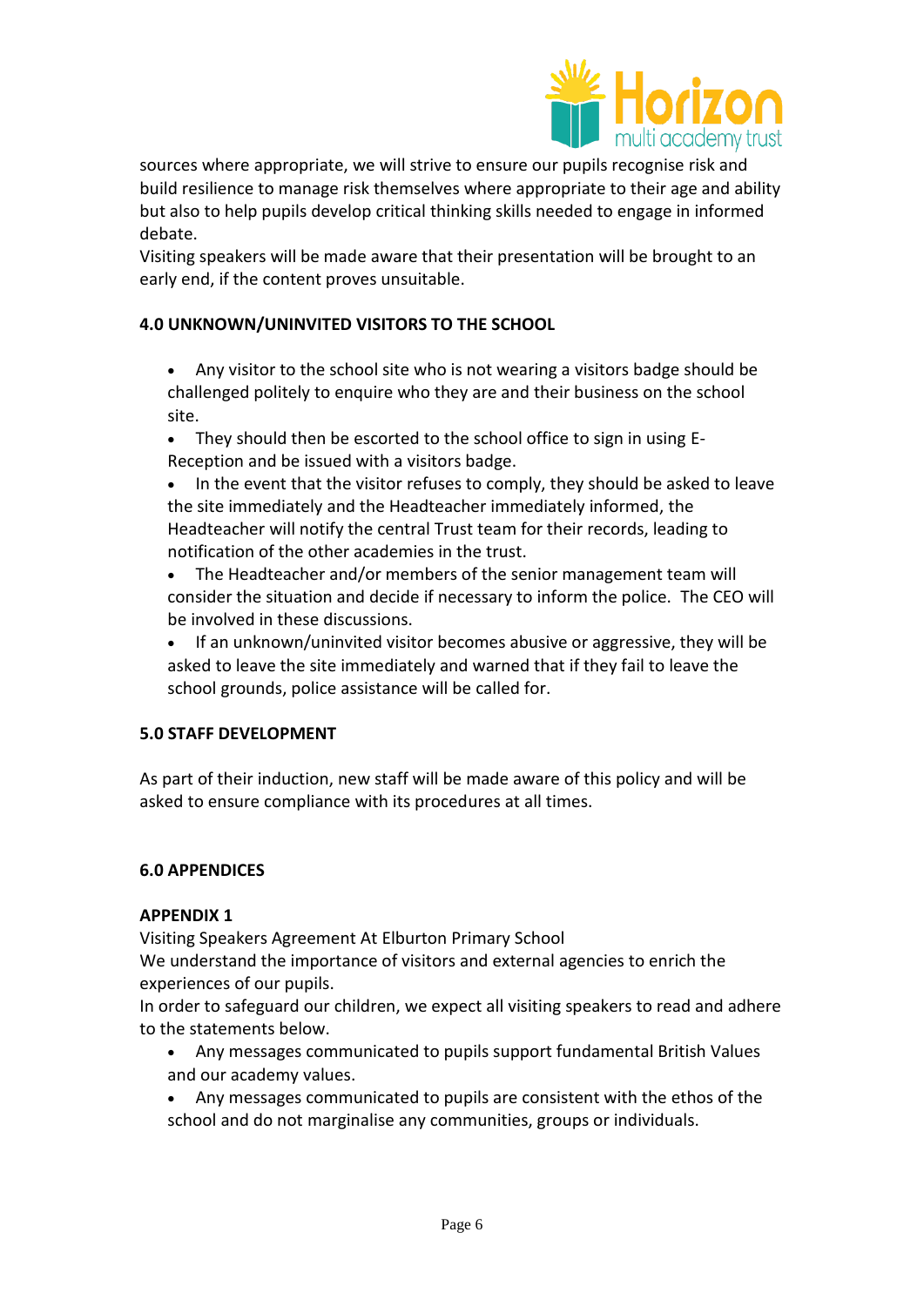sources where appropriate, we will strive to ensure our pupils recognise risk and build resilience to manage risk themselves where appropriate to their age and ability but also to help pupils develop critical thinking skills needed to engage in informed debate.

Visiting speakers will be made aware that their presentation will be brought to an early end, if the content proves unsuitable.

### 4.0 UNKNOWN/UNINVITED VISITORS TO THE SCHOOL

- Any visitor to the school site who is not wearing a visitors badge should be challenged politely to enquire who they are and their business on the school site.
- They should then be escorted to the school office to sign in using E-Reception and be issued with a visitors badge.
- In the event that the visitor refuses to comply, they should be asked to leave the site immediately and the Headteacher immediately informed, the Headteacher will notify the central Trust team for their records, leading to notification of the other academies in the trust.
- The Headteacher and/or members of the senior management team will consider the situation and decide if necessary to inform the police. The CEO will be involved in these discussions.
- If an unknown/uninvited visitor becomes abusive or aggressive, they will be asked to leave the site immediately and warned that if they fail to leave the school grounds, police assistance will be called for.

### 5.0 STAFF DEVELOPMENT

As part of their induction, new staff will be made aware of this policy and will be asked to ensure compliance with its procedures at all times.

### 6.0 APPENDICES

**APPENDIX 1**

Visiting Speakers Agreement At Elburton Primary School

We understand the importance of visitors and external agencies to enrich the experiences of our pupils.

In order to safeguard our children, we expect all visiting speakers to read and adhere to the statements below.

- Any messages communicated to pupils support fundamental British Values and our academy values.
- Any messages communicated to pupils are consistent with the ethos of the school and do not marginalise any communities, groups or individuals.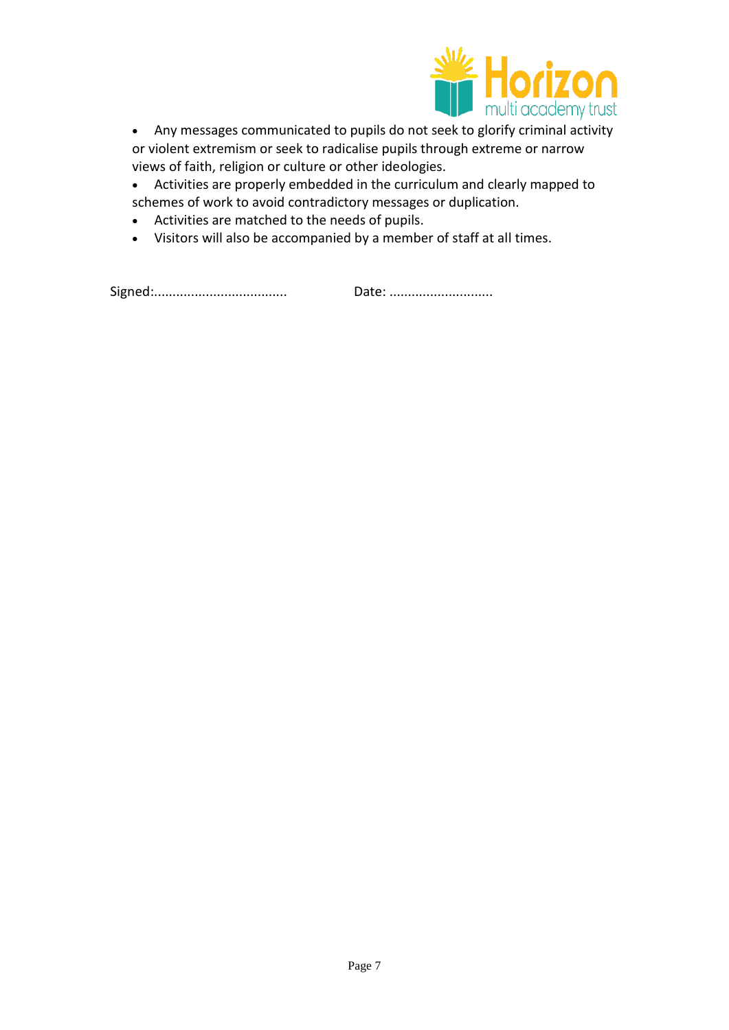- Any messages communicated to pupils do not seek to glorify criminal activity or violent extremism or seek to radicalise pupils through extreme or narrow views of faith, religion or culture or other ideologies.
- Activities are properly embedded in the curriculum and clearly mapped to schemes of work to avoid contradictory messages or duplication.
- Activities are matched to the needs of pupils.
- Visitors will also be accompanied by a member of staff at all times.

Signed:.................................... Date: ............................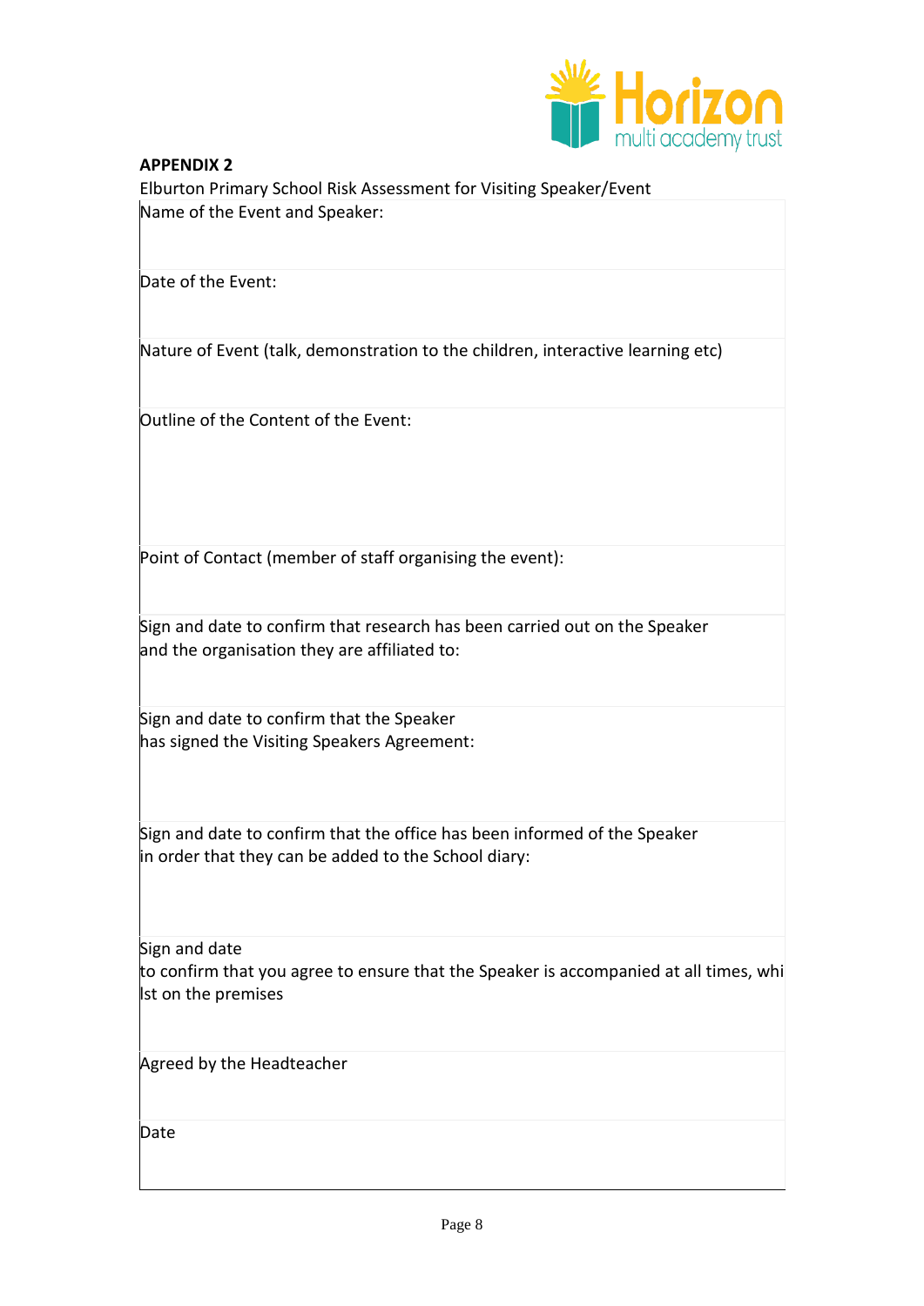**APPENDIX 2**

Elburton Primary School Risk Assessment for Visiting Speaker/Event

| Name of the Event and Speaker: |
|---|
| Date of the Event: |
| Nature of Event (talk, demonstration to the children, interactive learning etc) |
| Outline of the Content of the Event: |
| Point of Contact (member of staff organising the event): |
| Sign and date to confirm that research has been carried out on the Speaker and the organisation they are affiliated to: |
| Sign and date to confirm that the Speaker has signed the Visiting Speakers Agreement: |
| Sign and date to confirm that the office has been informed of the Speaker in order that they can be added to the School diary: |
| Sign and date to confirm that you agree to ensure that the Speaker is accompanied at all times, whilst on the premises |
| Agreed by the Headteacher |
| Date |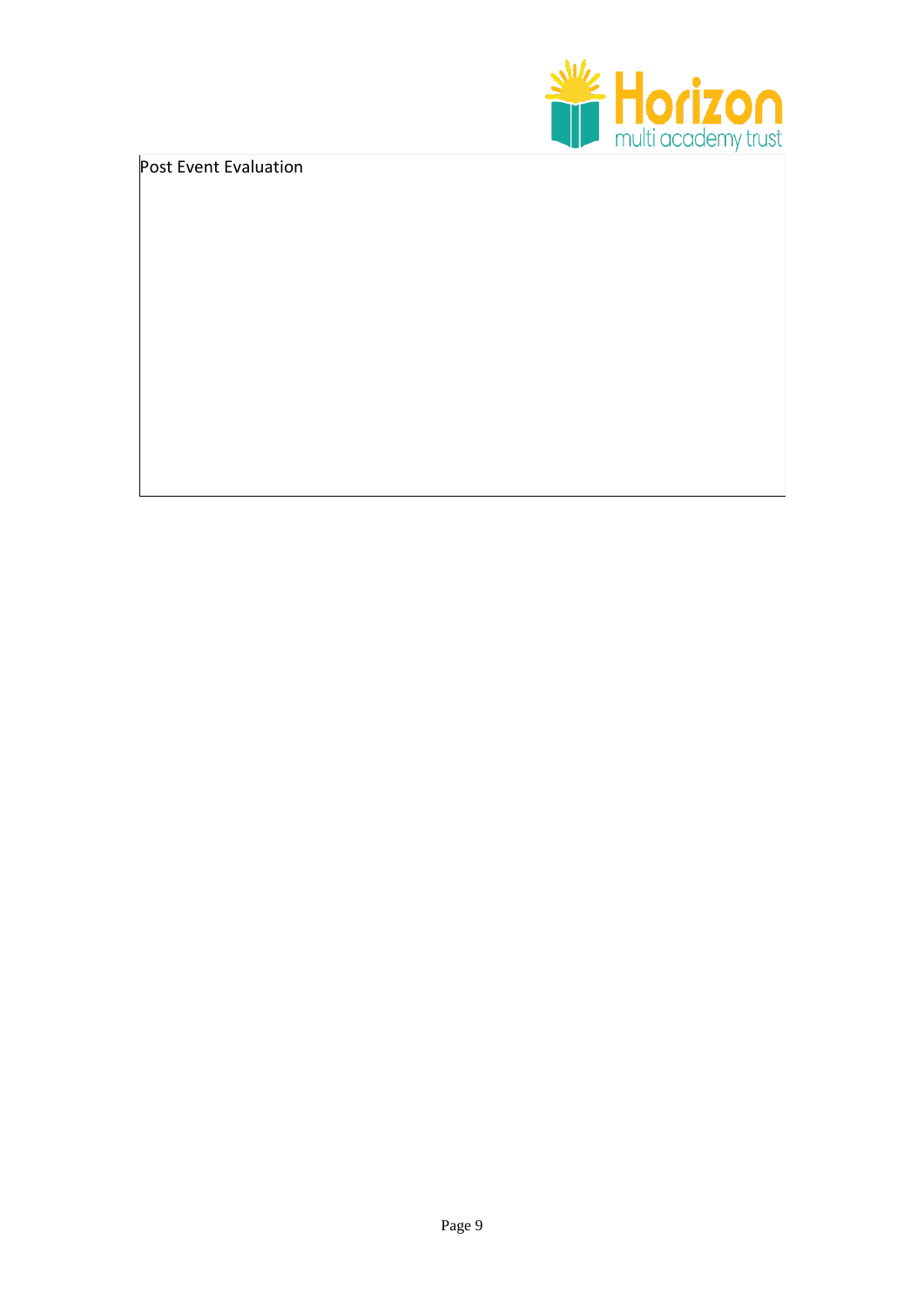| Post Event Evaluation |
|---|
| |